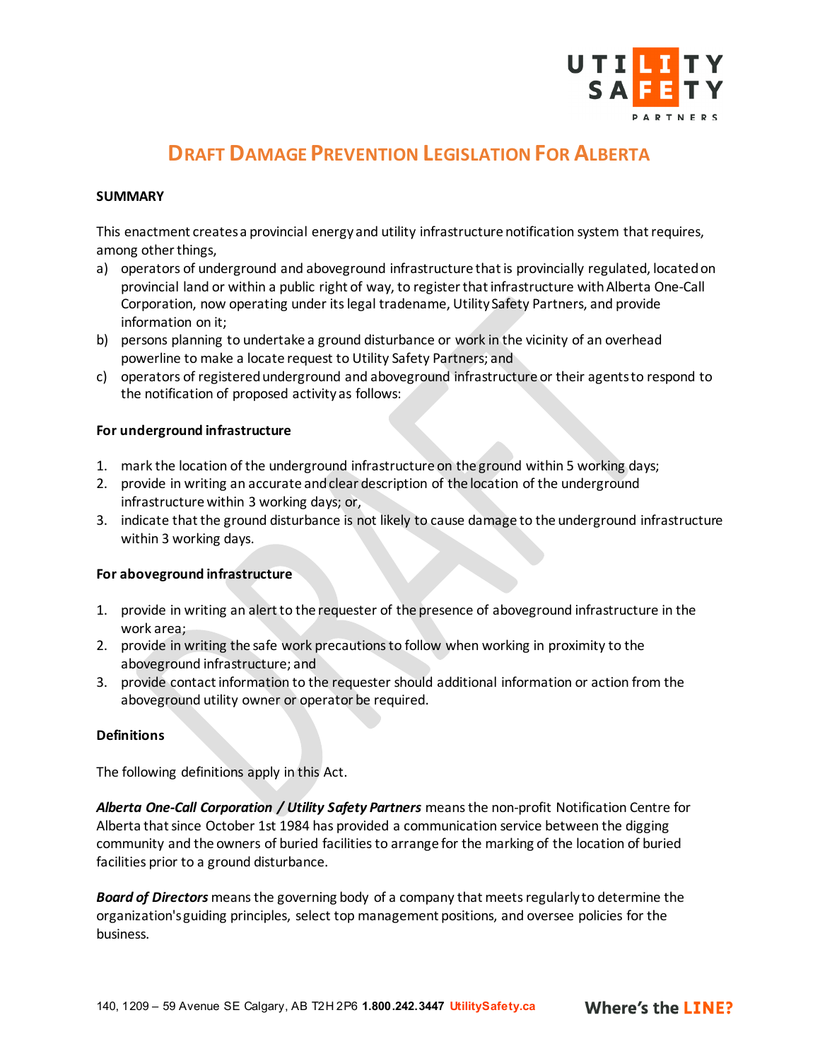# Draft Damage Prevention Legislation For Alberta

**SUMMARY**

This enactment creates a provincial energy and utility infrastructure notification system that requires, among other things,

a) operators of underground and aboveground infrastructure that is provincially regulated, located on provincial land or within a public right of way, to register that infrastructure with Alberta One-Call Corporation, now operating under its legal tradename, Utility Safety Partners, and provide information on it;
b) persons planning to undertake a ground disturbance or work in the vicinity of an overhead powerline to make a locate request to Utility Safety Partners; and
c) operators of registered underground and aboveground infrastructure or their agents to respond to the notification of proposed activity as follows:

**For underground infrastructure**

1. mark the location of the underground infrastructure on the ground within 5 working days;
2. provide in writing an accurate and clear description of the location of the underground infrastructure within 3 working days; or,
3. indicate that the ground disturbance is not likely to cause damage to the underground infrastructure within 3 working days.

**For aboveground infrastructure**

1. provide in writing an alert to the requester of the presence of aboveground infrastructure in the work area;
2. provide in writing the safe work precautions to follow when working in proximity to the aboveground infrastructure; and
3. provide contact information to the requester should additional information or action from the aboveground utility owner or operator be required.

**Definitions**

The following definitions apply in this Act.

***Alberta One-Call Corporation / Utility Safety Partners*** means the non-profit Notification Centre for Alberta that since October 1st 1984 has provided a communication service between the digging community and the owners of buried facilities to arrange for the marking of the location of buried facilities prior to a ground disturbance.

***Board of Directors*** means the governing body of a company that meets regularly to determine the organization's guiding principles, select top management positions, and oversee policies for the business.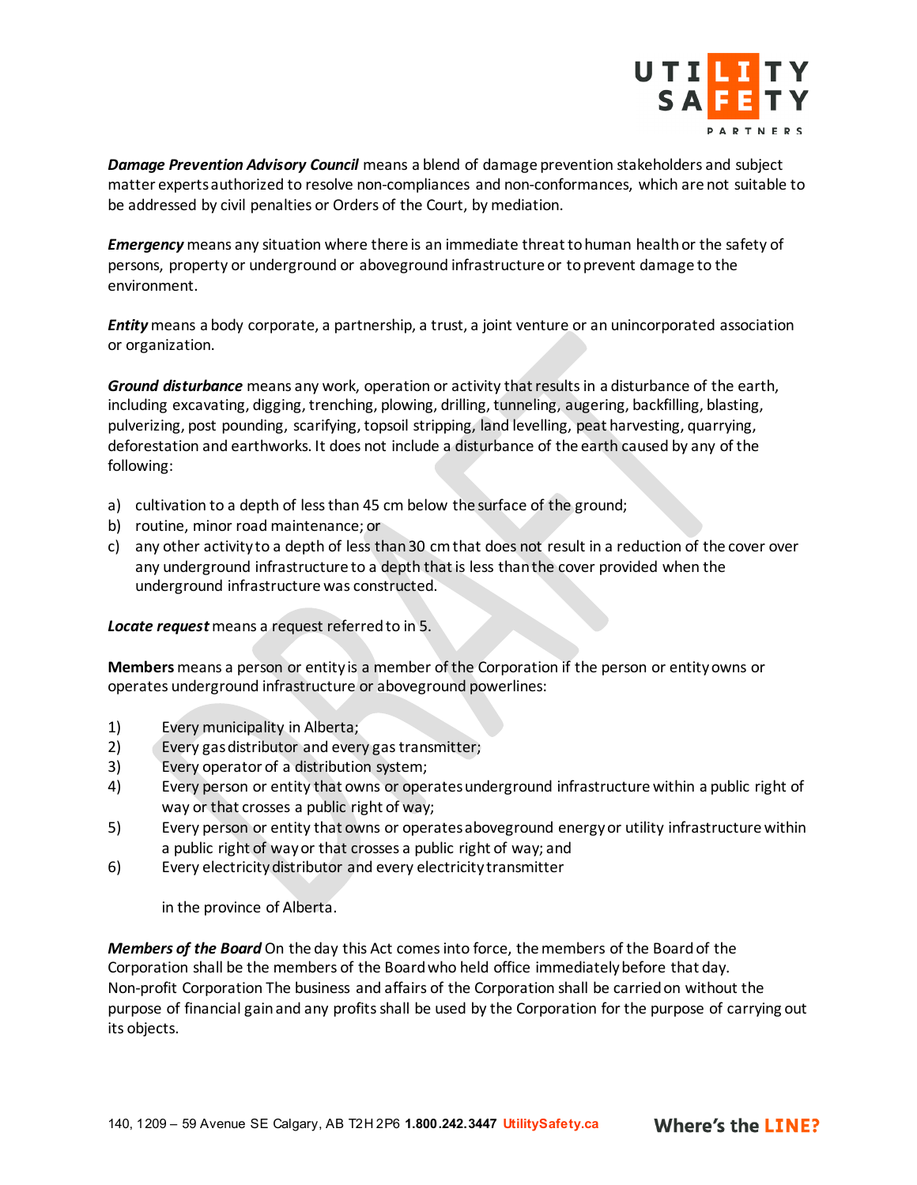***Damage Prevention Advisory Council*** means a blend of damage prevention stakeholders and subject matter experts authorized to resolve non-compliances and non-conformances, which are not suitable to be addressed by civil penalties or Orders of the Court, by mediation.

***Emergency*** means any situation where there is an immediate threat to human health or the safety of persons, property or underground or aboveground infrastructure or to prevent damage to the environment.

***Entity*** means a body corporate, a partnership, a trust, a joint venture or an unincorporated association or organization.

***Ground disturbance*** means any work, operation or activity that results in a disturbance of the earth, including excavating, digging, trenching, plowing, drilling, tunneling, augering, backfilling, blasting, pulverizing, post pounding, scarifying, topsoil stripping, land levelling, peat harvesting, quarrying, deforestation and earthworks. It does not include a disturbance of the earth caused by any of the following:

a) cultivation to a depth of less than 45 cm below the surface of the ground;
b) routine, minor road maintenance; or
c) any other activity to a depth of less than 30 cm that does not result in a reduction of the cover over any underground infrastructure to a depth that is less than the cover provided when the underground infrastructure was constructed.

***Locate request*** means a request referred to in 5.

**Members** means a person or entity is a member of the Corporation if the person or entity owns or operates underground infrastructure or aboveground powerlines:

1) Every municipality in Alberta;
2) Every gas distributor and every gas transmitter;
3) Every operator of a distribution system;
4) Every person or entity that owns or operates underground infrastructure within a public right of way or that crosses a public right of way;
5) Every person or entity that owns or operates aboveground energy or utility infrastructure within a public right of way or that crosses a public right of way; and
6) Every electricity distributor and every electricity transmitter

in the province of Alberta.

***Members of the Board*** On the day this Act comes into force, the members of the Board of the Corporation shall be the members of the Board who held office immediately before that day. Non-profit Corporation The business and affairs of the Corporation shall be carried on without the purpose of financial gain and any profits shall be used by the Corporation for the purpose of carrying out its objects.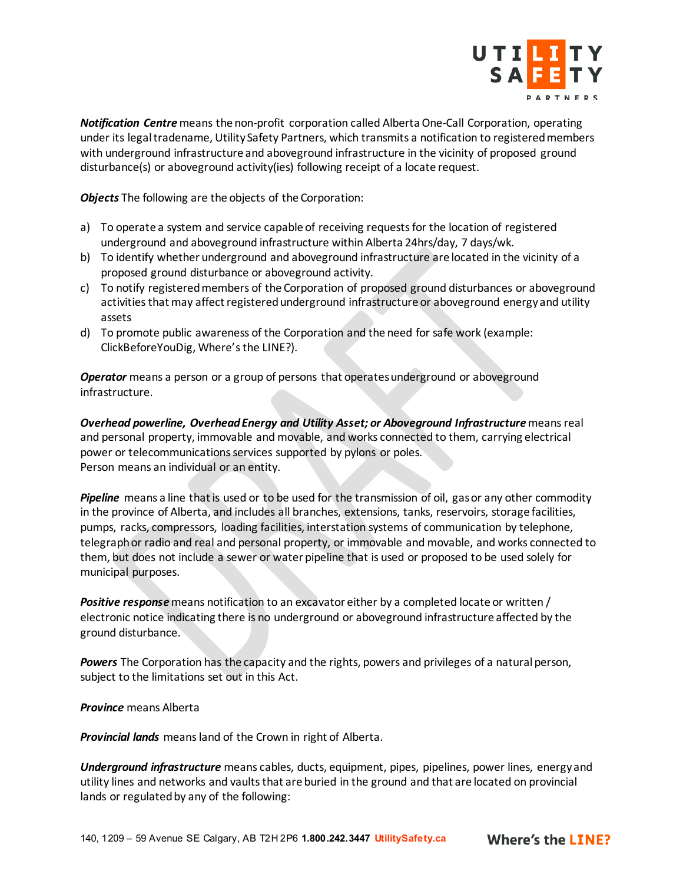***Notification Centre*** means the non-profit corporation called Alberta One-Call Corporation, operating under its legal tradename, Utility Safety Partners, which transmits a notification to registered members with underground infrastructure and aboveground infrastructure in the vicinity of proposed ground disturbance(s) or aboveground activity(ies) following receipt of a locate request.

***Objects*** The following are the objects of the Corporation:

a) To operate a system and service capable of receiving requests for the location of registered underground and aboveground infrastructure within Alberta 24hrs/day, 7 days/wk.
b) To identify whether underground and aboveground infrastructure are located in the vicinity of a proposed ground disturbance or aboveground activity.
c) To notify registered members of the Corporation of proposed ground disturbances or aboveground activities that may affect registered underground infrastructure or aboveground energy and utility assets
d) To promote public awareness of the Corporation and the need for safe work (example: ClickBeforeYouDig, Where's the LINE?).

***Operator*** means a person or a group of persons that operates underground or aboveground infrastructure.

***Overhead powerline, Overhead Energy and Utility Asset; or Aboveground Infrastructure*** means real and personal property, immovable and movable, and works connected to them, carrying electrical power or telecommunications services supported by pylons or poles.
Person means an individual or an entity.

***Pipeline*** means a line that is used or to be used for the transmission of oil, gas or any other commodity in the province of Alberta, and includes all branches, extensions, tanks, reservoirs, storage facilities, pumps, racks, compressors, loading facilities, interstation systems of communication by telephone, telegraph or radio and real and personal property, or immovable and movable, and works connected to them, but does not include a sewer or water pipeline that is used or proposed to be used solely for municipal purposes.

***Positive response*** means notification to an excavator either by a completed locate or written / electronic notice indicating there is no underground or aboveground infrastructure affected by the ground disturbance.

***Powers*** The Corporation has the capacity and the rights, powers and privileges of a natural person, subject to the limitations set out in this Act.

***Province*** means Alberta

***Provincial lands*** means land of the Crown in right of Alberta.

***Underground infrastructure*** means cables, ducts, equipment, pipes, pipelines, power lines, energy and utility lines and networks and vaults that are buried in the ground and that are located on provincial lands or regulated by any of the following: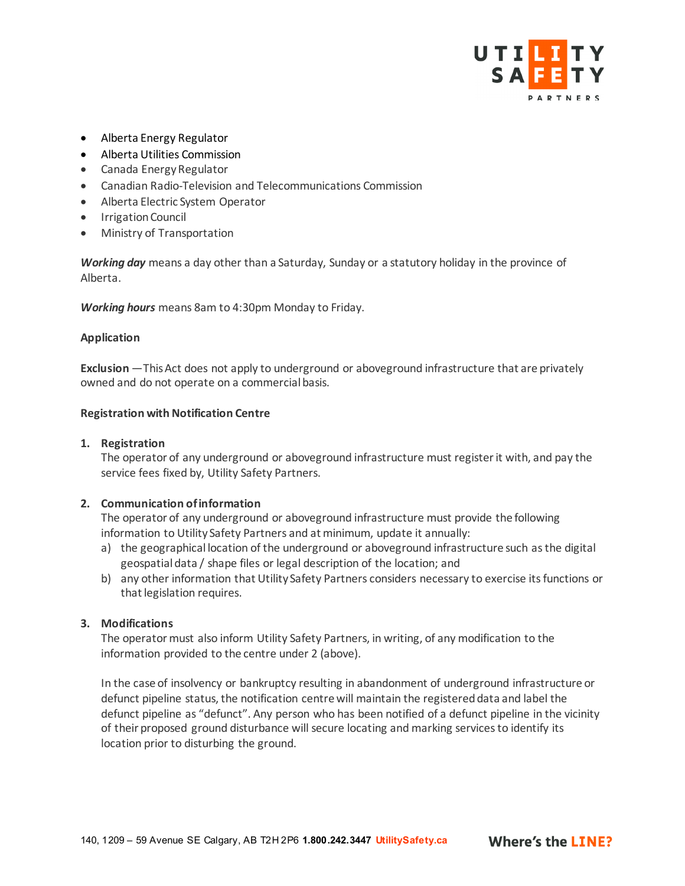- Alberta Energy Regulator
- Alberta Utilities Commission
- Canada Energy Regulator
- Canadian Radio-Television and Telecommunications Commission
- Alberta Electric System Operator
- Irrigation Council
- Ministry of Transportation

***Working day*** means a day other than a Saturday, Sunday or a statutory holiday in the province of Alberta.

***Working hours*** means 8am to 4:30pm Monday to Friday.

**Application**

**Exclusion** —This Act does not apply to underground or aboveground infrastructure that are privately owned and do not operate on a commercial basis.

**Registration with Notification Centre**

1. **Registration**
   The operator of any underground or aboveground infrastructure must register it with, and pay the service fees fixed by, Utility Safety Partners.

2. **Communication of information**
   The operator of any underground or aboveground infrastructure must provide the following information to Utility Safety Partners and at minimum, update it annually:
   a) the geographical location of the underground or aboveground infrastructure such as the digital geospatial data / shape files or legal description of the location; and
   b) any other information that Utility Safety Partners considers necessary to exercise its functions or that legislation requires.

3. **Modifications**
   The operator must also inform Utility Safety Partners, in writing, of any modification to the information provided to the centre under 2 (above).

   In the case of insolvency or bankruptcy resulting in abandonment of underground infrastructure or defunct pipeline status, the notification centre will maintain the registered data and label the defunct pipeline as "defunct". Any person who has been notified of a defunct pipeline in the vicinity of their proposed ground disturbance will secure locating and marking services to identify its location prior to disturbing the ground.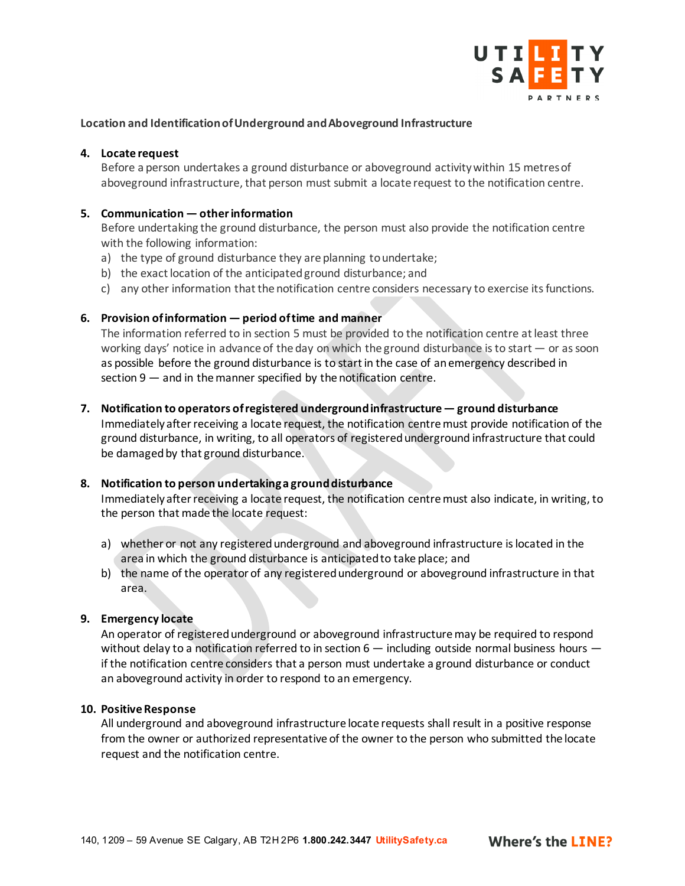**Location and Identification of Underground and Aboveground Infrastructure**

**4. Locate request**

Before a person undertakes a ground disturbance or aboveground activity within 15 metres of aboveground infrastructure, that person must submit a locate request to the notification centre.

**5. Communication — other information**

Before undertaking the ground disturbance, the person must also provide the notification centre with the following information:

a) the type of ground disturbance they are planning to undertake;
b) the exact location of the anticipated ground disturbance; and
c) any other information that the notification centre considers necessary to exercise its functions.

**6. Provision of information — period of time and manner**

The information referred to in section 5 must be provided to the notification centre at least three working days' notice in advance of the day on which the ground disturbance is to start — or as soon as possible before the ground disturbance is to start in the case of an emergency described in section 9 — and in the manner specified by the notification centre.

**7. Notification to operators of registered underground infrastructure — ground disturbance**

Immediately after receiving a locate request, the notification centre must provide notification of the ground disturbance, in writing, to all operators of registered underground infrastructure that could be damaged by that ground disturbance.

**8. Notification to person undertaking a ground disturbance**

Immediately after receiving a locate request, the notification centre must also indicate, in writing, to the person that made the locate request:

a) whether or not any registered underground and aboveground infrastructure is located in the area in which the ground disturbance is anticipated to take place; and
b) the name of the operator of any registered underground or aboveground infrastructure in that area.

**9. Emergency locate**

An operator of registered underground or aboveground infrastructure may be required to respond without delay to a notification referred to in section 6 — including outside normal business hours — if the notification centre considers that a person must undertake a ground disturbance or conduct an aboveground activity in order to respond to an emergency.

**10. Positive Response**

All underground and aboveground infrastructure locate requests shall result in a positive response from the owner or authorized representative of the owner to the person who submitted the locate request and the notification centre.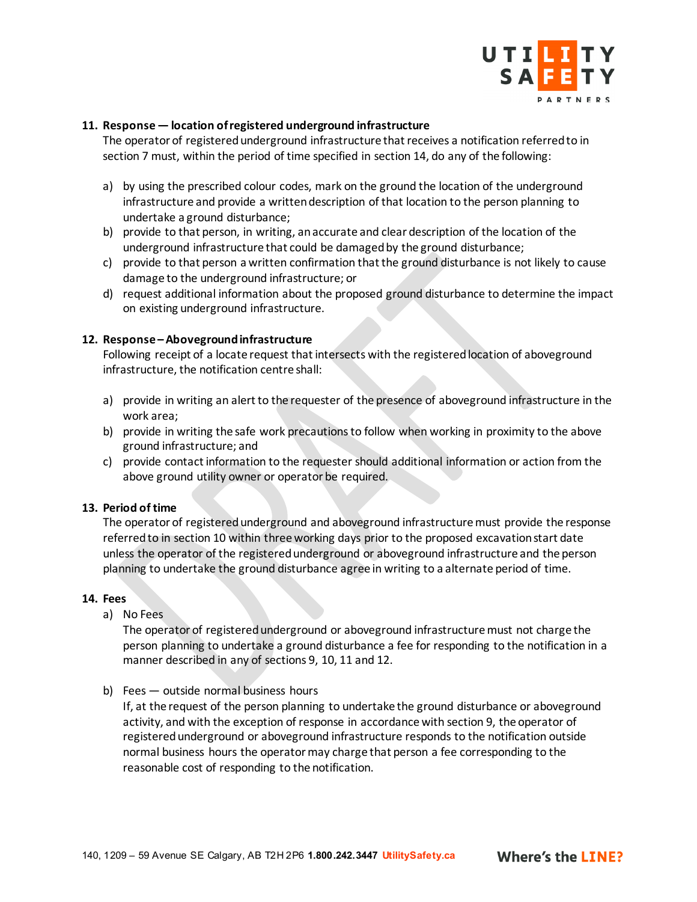## 11. Response — location of registered underground infrastructure

The operator of registered underground infrastructure that receives a notification referred to in section 7 must, within the period of time specified in section 14, do any of the following:

a) by using the prescribed colour codes, mark on the ground the location of the underground infrastructure and provide a written description of that location to the person planning to undertake a ground disturbance;
b) provide to that person, in writing, an accurate and clear description of the location of the underground infrastructure that could be damaged by the ground disturbance;
c) provide to that person a written confirmation that the ground disturbance is not likely to cause damage to the underground infrastructure; or
d) request additional information about the proposed ground disturbance to determine the impact on existing underground infrastructure.

## 12. Response – Aboveground infrastructure

Following receipt of a locate request that intersects with the registered location of aboveground infrastructure, the notification centre shall:

a) provide in writing an alert to the requester of the presence of aboveground infrastructure in the work area;
b) provide in writing the safe work precautions to follow when working in proximity to the above ground infrastructure; and
c) provide contact information to the requester should additional information or action from the above ground utility owner or operator be required.

## 13. Period of time

The operator of registered underground and aboveground infrastructure must provide the response referred to in section 10 within three working days prior to the proposed excavation start date unless the operator of the registered underground or aboveground infrastructure and the person planning to undertake the ground disturbance agree in writing to a alternate period of time.

## 14. Fees

a) No Fees

The operator of registered underground or aboveground infrastructure must not charge the person planning to undertake a ground disturbance a fee for responding to the notification in a manner described in any of sections 9, 10, 11 and 12.

b) Fees — outside normal business hours

If, at the request of the person planning to undertake the ground disturbance or aboveground activity, and with the exception of response in accordance with section 9, the operator of registered underground or aboveground infrastructure responds to the notification outside normal business hours the operator may charge that person a fee corresponding to the reasonable cost of responding to the notification.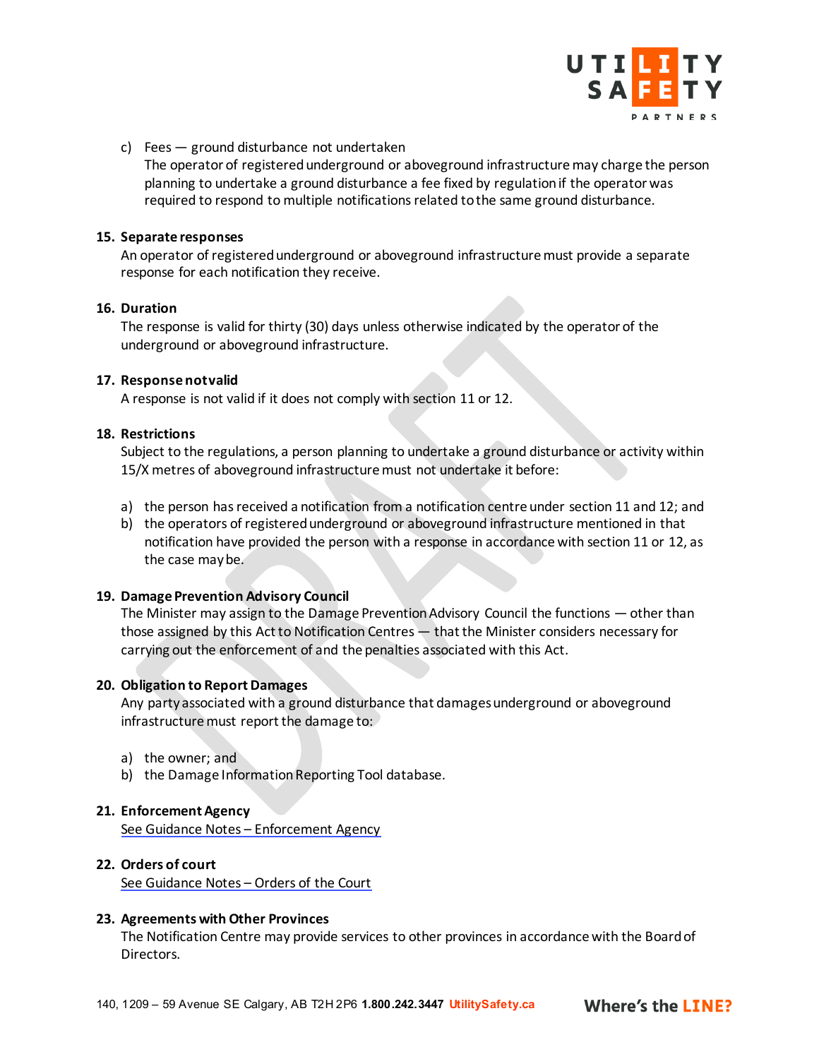c) Fees — ground disturbance not undertaken
   The operator of registered underground or aboveground infrastructure may charge the person planning to undertake a ground disturbance a fee fixed by regulation if the operator was required to respond to multiple notifications related to the same ground disturbance.

**15. Separate responses**
An operator of registered underground or aboveground infrastructure must provide a separate response for each notification they receive.

**16. Duration**
The response is valid for thirty (30) days unless otherwise indicated by the operator of the underground or aboveground infrastructure.

**17. Response not valid**
A response is not valid if it does not comply with section 11 or 12.

**18. Restrictions**
Subject to the regulations, a person planning to undertake a ground disturbance or activity within 15/X metres of aboveground infrastructure must not undertake it before:

a) the person has received a notification from a notification centre under section 11 and 12; and
b) the operators of registered underground or aboveground infrastructure mentioned in that notification have provided the person with a response in accordance with section 11 or 12, as the case may be.

**19. Damage Prevention Advisory Council**
The Minister may assign to the Damage Prevention Advisory Council the functions — other than those assigned by this Act to Notification Centres — that the Minister considers necessary for carrying out the enforcement of and the penalties associated with this Act.

**20. Obligation to Report Damages**
Any party associated with a ground disturbance that damages underground or aboveground infrastructure must report the damage to:

a) the owner; and
b) the Damage Information Reporting Tool database.

**21. Enforcement Agency**
See Guidance Notes – Enforcement Agency

**22. Orders of court**
See Guidance Notes – Orders of the Court

**23. Agreements with Other Provinces**
The Notification Centre may provide services to other provinces in accordance with the Board of Directors.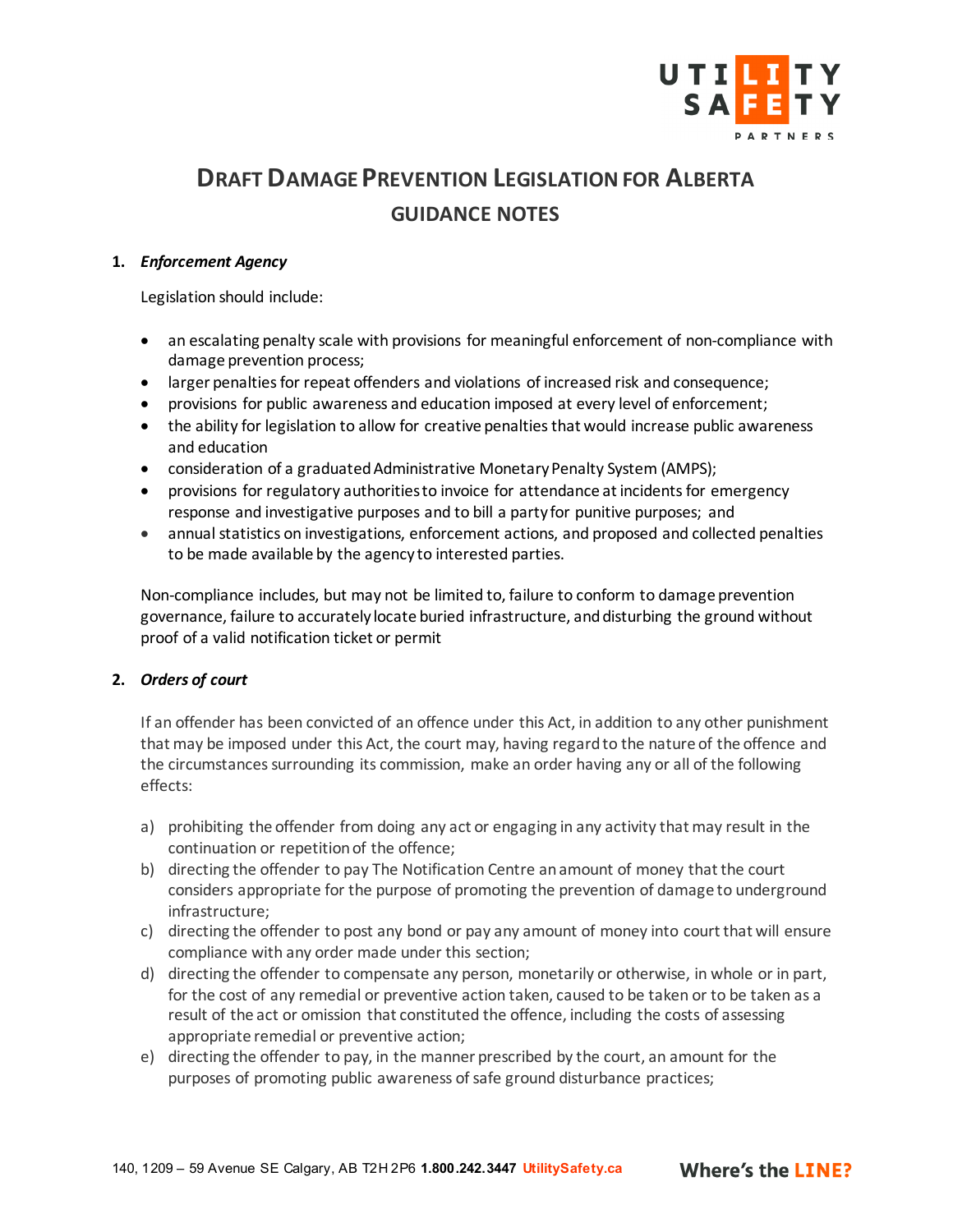# Draft Damage Prevention Legislation for Alberta

## Guidance Notes

1. ***Enforcement Agency***

   Legislation should include:

   - an escalating penalty scale with provisions for meaningful enforcement of non-compliance with damage prevention process;
   - larger penalties for repeat offenders and violations of increased risk and consequence;
   - provisions for public awareness and education imposed at every level of enforcement;
   - the ability for legislation to allow for creative penalties that would increase public awareness and education
   - consideration of a graduated Administrative Monetary Penalty System (AMPS);
   - provisions for regulatory authorities to invoice for attendance at incidents for emergency response and investigative purposes and to bill a party for punitive purposes; and
   - annual statistics on investigations, enforcement actions, and proposed and collected penalties to be made available by the agency to interested parties.

   Non-compliance includes, but may not be limited to, failure to conform to damage prevention governance, failure to accurately locate buried infrastructure, and disturbing the ground without proof of a valid notification ticket or permit

2. ***Orders of court***

   If an offender has been convicted of an offence under this Act, in addition to any other punishment that may be imposed under this Act, the court may, having regard to the nature of the offence and the circumstances surrounding its commission, make an order having any or all of the following effects:

   a) prohibiting the offender from doing any act or engaging in any activity that may result in the continuation or repetition of the offence;
   b) directing the offender to pay The Notification Centre an amount of money that the court considers appropriate for the purpose of promoting the prevention of damage to underground infrastructure;
   c) directing the offender to post any bond or pay any amount of money into court that will ensure compliance with any order made under this section;
   d) directing the offender to compensate any person, monetarily or otherwise, in whole or in part, for the cost of any remedial or preventive action taken, caused to be taken or to be taken as a result of the act or omission that constituted the offence, including the costs of assessing appropriate remedial or preventive action;
   e) directing the offender to pay, in the manner prescribed by the court, an amount for the purposes of promoting public awareness of safe ground disturbance practices;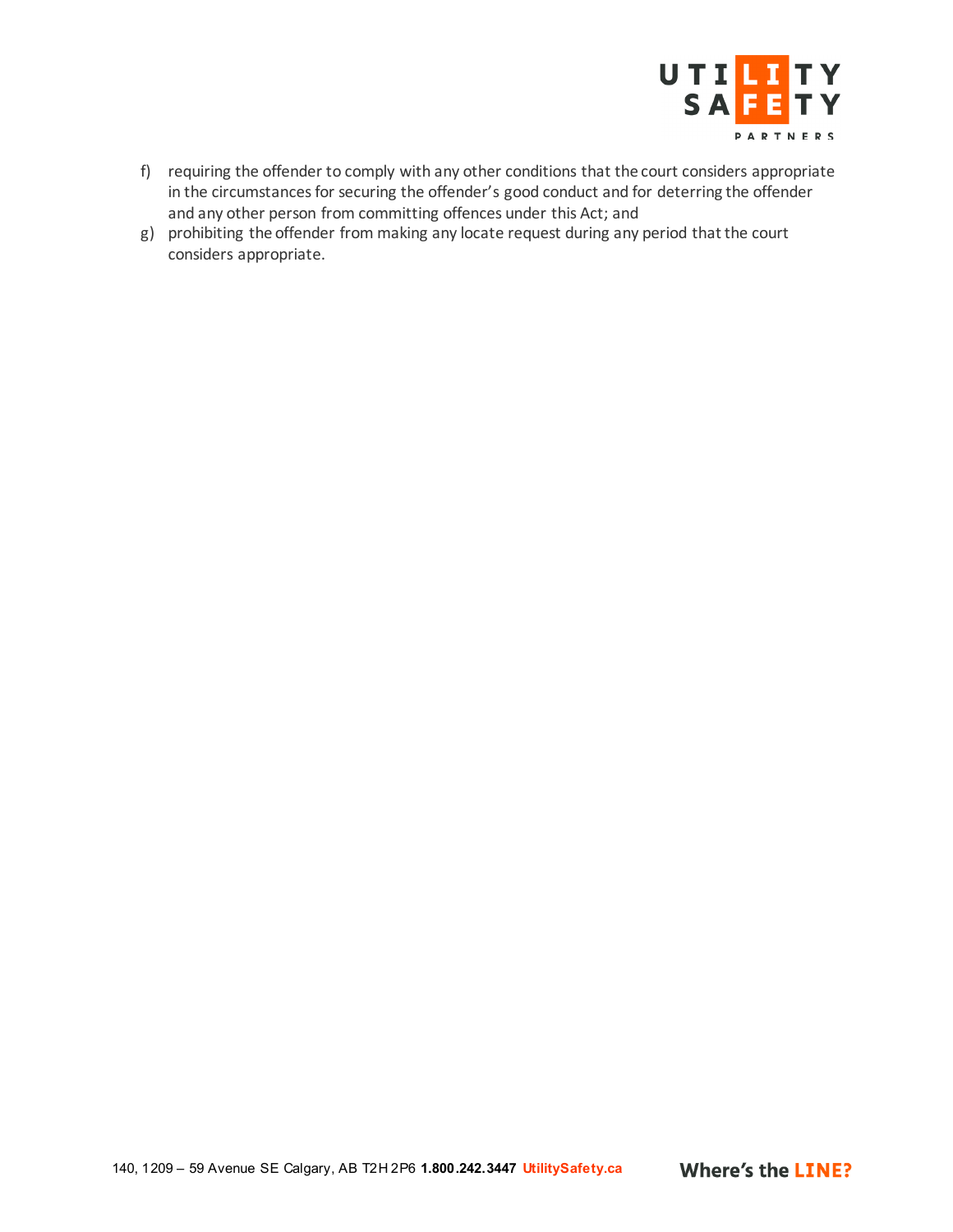f) requiring the offender to comply with any other conditions that the court considers appropriate in the circumstances for securing the offender's good conduct and for deterring the offender and any other person from committing offences under this Act; and
g) prohibiting the offender from making any locate request during any period that the court considers appropriate.